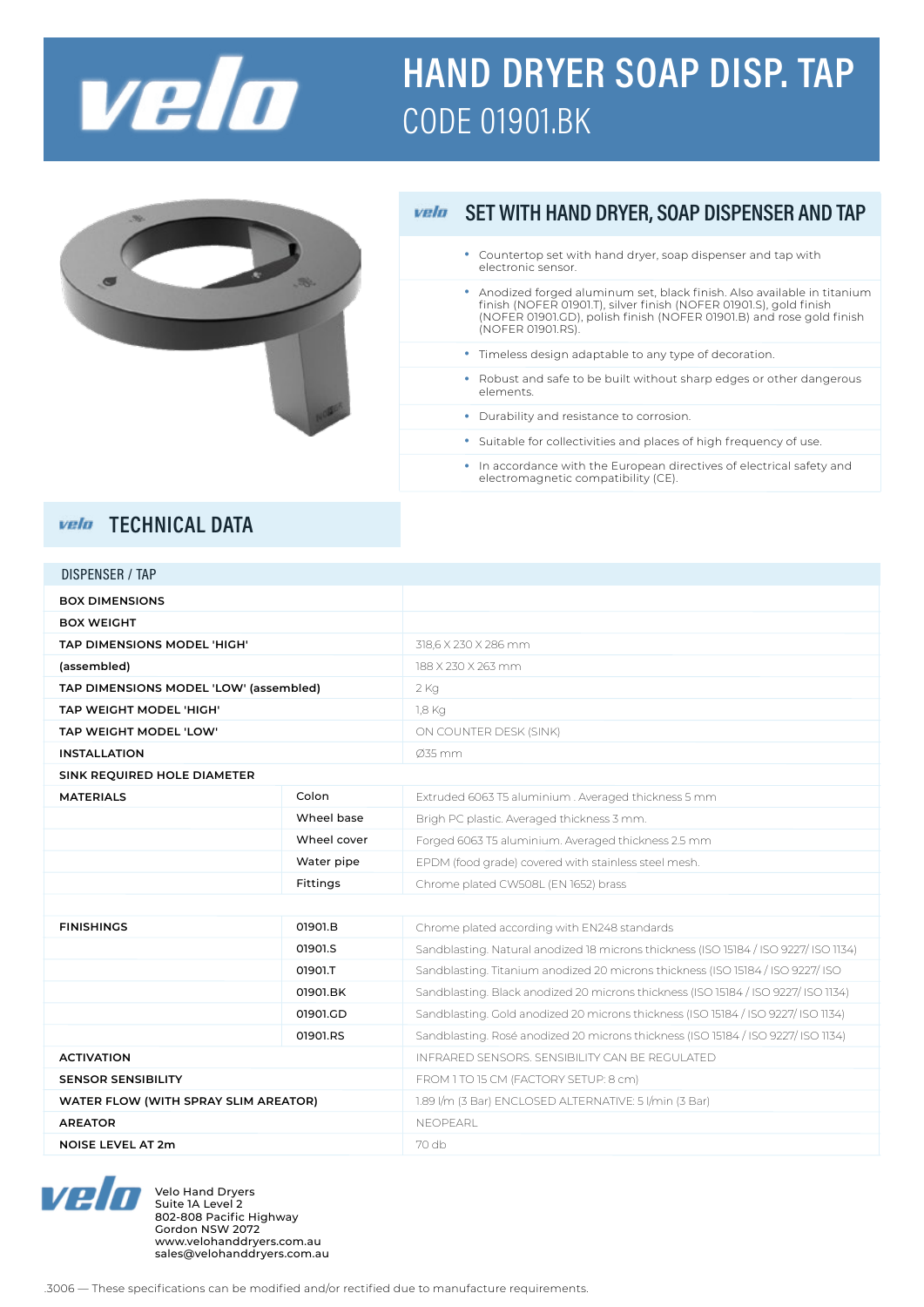# HAND DRYER SOAP DISP. TAP

CODE 01901.BK

## SET WITH HAND DRYER, SOAP DISPENSER AND TAP

- Countertop set with hand dryer, soap dispenser and tap with electronic sensor.
- Anodized forged aluminum set, black finish. Also available in titanium finish (NOFER 01901.T), silver finish (NOFER 01901.S), gold finish (NOFER 01901.GD), polish finish (NOFER 01901.B) and rose gold finish (NOFER 01901.RS).
- Timeless design adaptable to any type of decoration.
- Robust and safe to be built without sharp edges or other dangerous elements.
- Durability and resistance to corrosion.
- Suitable for collectivities and places of high frequency of use.
- In accordance with the European directives of electrical safety and electromagnetic compatibility (CE).

## TECHNICAL DATA

DISPENSER / TAP

| | | |
|---|---|---|
| **BOX DIMENSIONS** | | |
| **BOX WEIGHT** | | |
| **TAP DIMENSIONS MODEL 'HIGH'** | | 318,6 X 230 X 286 mm |
| **(assembled)** | | 188 X 230 X 263 mm |
| **TAP DIMENSIONS MODEL 'LOW' (assembled)** | | 2 Kg |
| **TAP WEIGHT MODEL 'HIGH'** | | 1,8 Kg |
| **TAP WEIGHT MODEL 'LOW'** | | ON COUNTER DESK (SINK) |
| **INSTALLATION** | | Ø35 mm |
| **SINK REQUIRED HOLE DIAMETER** | | |
| **MATERIALS** | Colon | Extruded 6063 T5 aluminium . Averaged thickness 5 mm |
| | Wheel base | Brigh PC plastic. Averaged thickness 3 mm. |
| | Wheel cover | Forged 6063 T5 aluminium. Averaged thickness 2.5 mm |
| | Water pipe | EPDM (food grade) covered with stainless steel mesh. |
| | Fittings | Chrome plated CW508L (EN 1652) brass |
| | | |
| **FINISHINGS** | 01901.B | Chrome plated according with EN248 standards |
| | 01901.S | Sandblasting. Natural anodized 18 microns thickness (ISO 15184 / ISO 9227/ ISO 1134) |
| | 01901.T | Sandblasting. Titanium anodized 20 microns thickness (ISO 15184 / ISO 9227/ ISO |
| | 01901.BK | Sandblasting. Black anodized 20 microns thickness (ISO 15184 / ISO 9227/ ISO 1134) |
| | 01901.GD | Sandblasting. Gold anodized 20 microns thickness (ISO 15184 / ISO 9227/ ISO 1134) |
| | 01901.RS | Sandblasting. Rosé anodized 20 microns thickness (ISO 15184 / ISO 9227/ ISO 1134) |
| **ACTIVATION** | | INFRARED SENSORS. SENSIBILITY CAN BE REGULATED |
| **SENSOR SENSIBILITY** | | FROM 1 TO 15 CM (FACTORY SETUP: 8 cm) |
| **WATER FLOW (WITH SPRAY SLIM AREATOR)** | | 1.89 l/m (3 Bar) ENCLOSED ALTERNATIVE: 5 l/min (3 Bar) |
| **AREATOR** | | NEOPEARL |
| **NOISE LEVEL AT 2m** | | 70 db |

Velo Hand Dryers
Suite 1A Level 2
802-808 Pacific Highway
Gordon NSW 2072
www.velohanddryers.com.au
sales@velohanddryers.com.au

.3006 — These specifications can be modified and/or rectified due to manufacture requirements.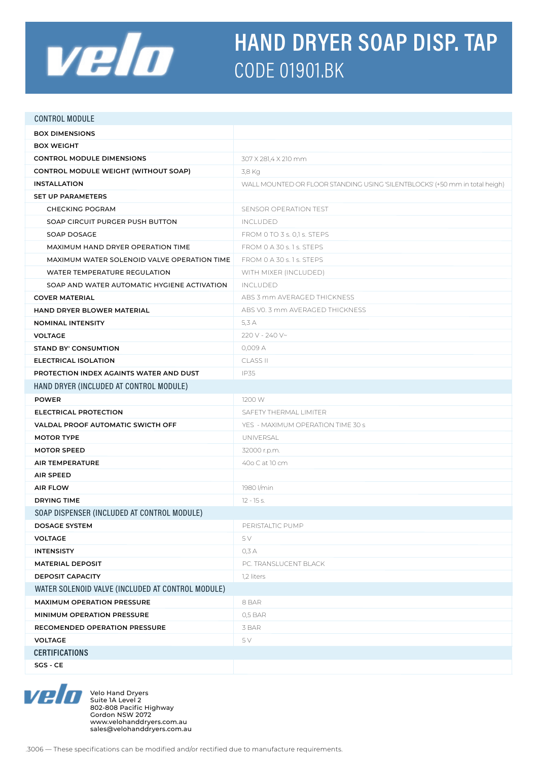# HAND DRYER SOAP DISP. TAP

## CODE 01901.BK

| CONTROL MODULE | |
|---|---|
| BOX DIMENSIONS | |
| BOX WEIGHT | |
| CONTROL MODULE DIMENSIONS | 307 X 281,4 X 210 mm |
| CONTROL MODULE WEIGHT (WITHOUT SOAP) | 3,8 Kg |
| INSTALLATION | WALL MOUNTED OR FLOOR STANDING USING 'SILENTBLOCKS' (+50 mm in total heigh) |
| SET UP PARAMETERS | |
| CHECKING POGRAM | SENSOR OPERATION TEST |
| SOAP CIRCUIT PURGER PUSH BUTTON | INCLUDED |
| SOAP DOSAGE | FROM 0 TO 3 s. 0,1 s. STEPS |
| MAXIMUM HAND DRYER OPERATION TIME | FROM 0 A 30 s. 1 s. STEPS |
| MAXIMUM WATER SOLENOID VALVE OPERATION TIME | FROM 0 A 30 s. 1 s. STEPS |
| WATER TEMPERATURE REGULATION | WITH MIXER (INCLUDED) |
| SOAP AND WATER AUTOMATIC HYGIENE ACTIVATION | INCLUDED |
| COVER MATERIAL | ABS 3 mm AVERAGED THICKNESS |
| HAND DRYER BLOWER MATERIAL | ABS V0. 3 mm AVERAGED THICKNESS |
| NOMINAL INTENSITY | 5,3 A |
| VOLTAGE | 220 V - 240 V~ |
| STAND BY' CONSUMTION | 0,009 A |
| ELECTRICAL ISOLATION | CLASS II |
| PROTECTION INDEX AGAINTS WATER AND DUST | IP35 |
| **HAND DRYER (INCLUDED AT CONTROL MODULE)** | |
| POWER | 1200 W |
| ELECTRICAL PROTECTION | SAFETY THERMAL LIMITER |
| VALDAL PROOF AUTOMATIC SWICTH OFF | YES - MAXIMUM OPERATION TIME 30 s |
| MOTOR TYPE | UNIVERSAL |
| MOTOR SPEED | 32000 r.p.m. |
| AIR TEMPERATURE | 40o C at 10 cm |
| AIR SPEED | |
| AIR FLOW | 1980 l/min |
| DRYING TIME | 12 - 15 s. |
| **SOAP DISPENSER (INCLUDED AT CONTROL MODULE)** | |
| DOSAGE SYSTEM | PERISTALTIC PUMP |
| VOLTAGE | 5 V |
| INTENSISTY | 0,3 A |
| MATERIAL DEPOSIT | PC. TRANSLUCENT BLACK |
| DEPOSIT CAPACITY | 1,2 liters |
| **WATER SOLENOID VALVE (INCLUDED AT CONTROL MODULE)** | |
| MAXIMUM OPERATION PRESSURE | 8 BAR |
| MINIMUM OPERATION PRESSURE | 0,5 BAR |
| RECOMENDED OPERATION PRESSURE | 3 BAR |
| VOLTAGE | 5 V |
| **CERTIFICATIONS** | |
| SGS - CE | |

Velo Hand Dryers
Suite 1A Level 2
802-808 Pacific Highway
Gordon NSW 2072
www.velohanddryers.com.au
sales@velohanddryers.com.au

.3006 — These specifications can be modified and/or rectified due to manufacture requirements.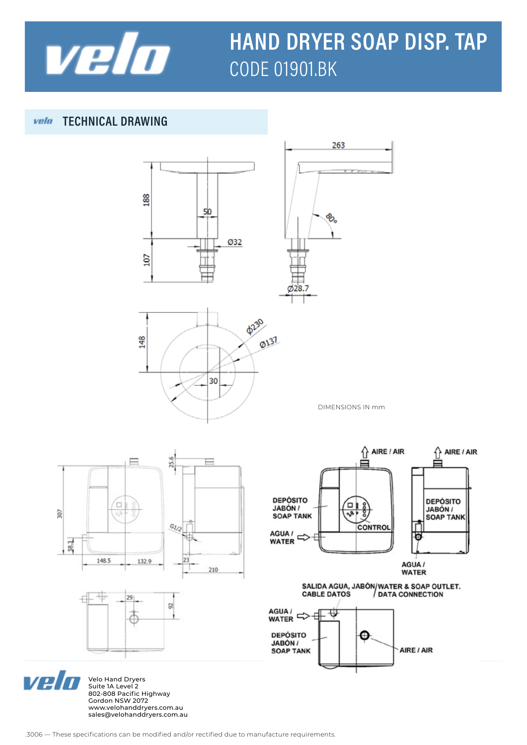# HAND DRYER SOAP DISP. TAP

CODE 01901.BK

## TECHNICAL DRAWING

263

188

50

Ø32

107

80°

Ø28.7

148

Ø230

Ø137

30

DIMENSIONS IN mm

307

25.6

58.3

148.5

132.9

G1/2

23

210

29

92

AIRE / AIR

AIRE / AIR

DEPÓSITO JABÓN / SOAP TANK

CONTROL

DEPÓSITO JABÓN / SOAP TANK

AGUA / WATER

AGUA / WATER

SALIDA AGUA, JABÓN/WATER & SOAP OUTLET. CABLE DATOS / DATA CONNECTION

AGUA / WATER

DEPÓSITO JABÓN / SOAP TANK

AIRE / AIR

Velo Hand Dryers
Suite 1A Level 2
802-808 Pacific Highway
Gordon NSW 2072
www.velohanddryers.com.au
sales@velohanddryers.com.au

.3006 — These specifications can be modified and/or rectified due to manufacture requirements.